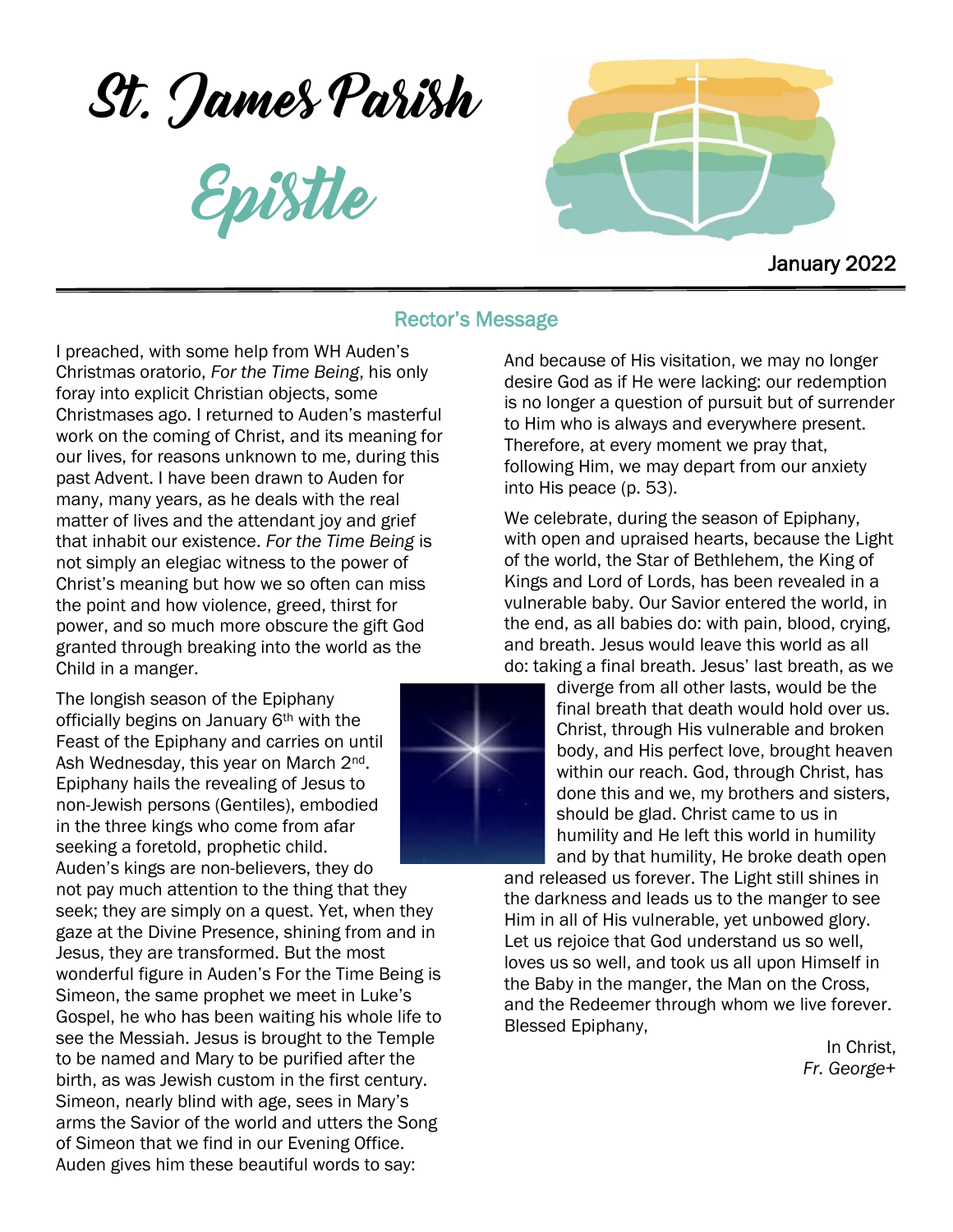# St. James Parish

## Epistle

January 2022

---

### Rector's Message

I preached, with some help from WH Auden's Christmas oratorio, *For the Time Being*, his only foray into explicit Christian objects, some Christmases ago. I returned to Auden's masterful work on the coming of Christ, and its meaning for our lives, for reasons unknown to me, during this past Advent. I have been drawn to Auden for many, many years, as he deals with the real matter of lives and the attendant joy and grief that inhabit our existence. *For the Time Being* is not simply an elegiac witness to the power of Christ's meaning but how we so often can miss the point and how violence, greed, thirst for power, and so much more obscure the gift God granted through breaking into the world as the Child in a manger.

The longish season of the Epiphany officially begins on January 6th with the Feast of the Epiphany and carries on until Ash Wednesday, this year on March 2nd. Epiphany hails the revealing of Jesus to non-Jewish persons (Gentiles), embodied in the three kings who come from afar seeking a foretold, prophetic child. Auden's kings are non-believers, they do not pay much attention to the thing that they seek; they are simply on a quest. Yet, when they gaze at the Divine Presence, shining from and in Jesus, they are transformed. But the most wonderful figure in Auden's For the Time Being is Simeon, the same prophet we meet in Luke's Gospel, he who has been waiting his whole life to see the Messiah. Jesus is brought to the Temple to be named and Mary to be purified after the birth, as was Jewish custom in the first century. Simeon, nearly blind with age, sees in Mary's arms the Savior of the world and utters the Song of Simeon that we find in our Evening Office. Auden gives him these beautiful words to say:

And because of His visitation, we may no longer desire God as if He were lacking: our redemption is no longer a question of pursuit but of surrender to Him who is always and everywhere present. Therefore, at every moment we pray that, following Him, we may depart from our anxiety into His peace (p. 53).

We celebrate, during the season of Epiphany, with open and upraised hearts, because the Light of the world, the Star of Bethlehem, the King of Kings and Lord of Lords, has been revealed in a vulnerable baby. Our Savior entered the world, in the end, as all babies do: with pain, blood, crying, and breath. Jesus would leave this world as all do: taking a final breath. Jesus' last breath, as we diverge from all other lasts, would be the final breath that death would hold over us. Christ, through His vulnerable and broken body, and His perfect love, brought heaven within our reach. God, through Christ, has done this and we, my brothers and sisters, should be glad. Christ came to us in humility and He left this world in humility and by that humility, He broke death open and released us forever. The Light still shines in the darkness and leads us to the manger to see Him in all of His vulnerable, yet unbowed glory. Let us rejoice that God understand us so well, loves us so well, and took us all upon Himself in the Baby in the manger, the Man on the Cross, and the Redeemer through whom we live forever. Blessed Epiphany,

In Christ,
*Fr. George+*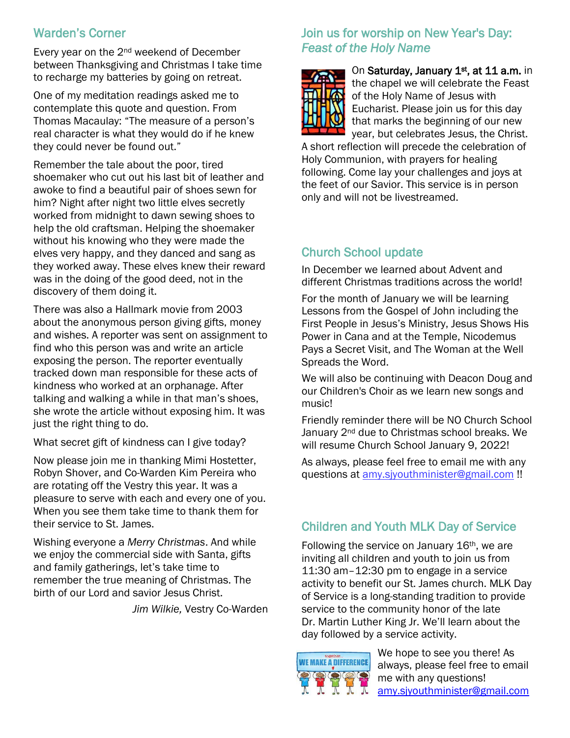## Warden's Corner

Every year on the 2nd weekend of December between Thanksgiving and Christmas I take time to recharge my batteries by going on retreat.

One of my meditation readings asked me to contemplate this quote and question. From Thomas Macaulay: "The measure of a person's real character is what they would do if he knew they could never be found out."

Remember the tale about the poor, tired shoemaker who cut out his last bit of leather and awoke to find a beautiful pair of shoes sewn for him? Night after night two little elves secretly worked from midnight to dawn sewing shoes to help the old craftsman. Helping the shoemaker without his knowing who they were made the elves very happy, and they danced and sang as they worked away. These elves knew their reward was in the doing of the good deed, not in the discovery of them doing it.

There was also a Hallmark movie from 2003 about the anonymous person giving gifts, money and wishes. A reporter was sent on assignment to find who this person was and write an article exposing the person. The reporter eventually tracked down man responsible for these acts of kindness who worked at an orphanage. After talking and walking a while in that man's shoes, she wrote the article without exposing him. It was just the right thing to do.

What secret gift of kindness can I give today?

Now please join me in thanking Mimi Hostetter, Robyn Shover, and Co-Warden Kim Pereira who are rotating off the Vestry this year. It was a pleasure to serve with each and every one of you. When you see them take time to thank them for their service to St. James.

Wishing everyone a *Merry Christmas*. And while we enjoy the commercial side with Santa, gifts and family gatherings, let's take time to remember the true meaning of Christmas. The birth of our Lord and savior Jesus Christ.

*Jim Wilkie,* Vestry Co-Warden

## Join us for worship on New Year's Day: *Feast of the Holy Name*

On **Saturday, January 1st, at 11 a.m.** in the chapel we will celebrate the Feast of the Holy Name of Jesus with Eucharist. Please join us for this day that marks the beginning of our new year, but celebrates Jesus, the Christ. A short reflection will precede the celebration of Holy Communion, with prayers for healing following. Come lay your challenges and joys at the feet of our Savior. This service is in person only and will not be livestreamed.

## Church School update

In December we learned about Advent and different Christmas traditions across the world!

For the month of January we will be learning Lessons from the Gospel of John including the First People in Jesus's Ministry, Jesus Shows His Power in Cana and at the Temple, Nicodemus Pays a Secret Visit, and The Woman at the Well Spreads the Word.

We will also be continuing with Deacon Doug and our Children's Choir as we learn new songs and music!

Friendly reminder there will be NO Church School January 2nd due to Christmas school breaks. We will resume Church School January 9, 2022!

As always, please feel free to email me with any questions at amy.sjyouthminister@gmail.com !!

## Children and Youth MLK Day of Service

Following the service on January 16th, we are inviting all children and youth to join us from 11:30 am–12:30 pm to engage in a service activity to benefit our St. James church. MLK Day of Service is a long-standing tradition to provide service to the community honor of the late Dr. Martin Luther King Jr. We'll learn about the day followed by a service activity.

We hope to see you there! As always, please feel free to email me with any questions! amy.sjyouthminister@gmail.com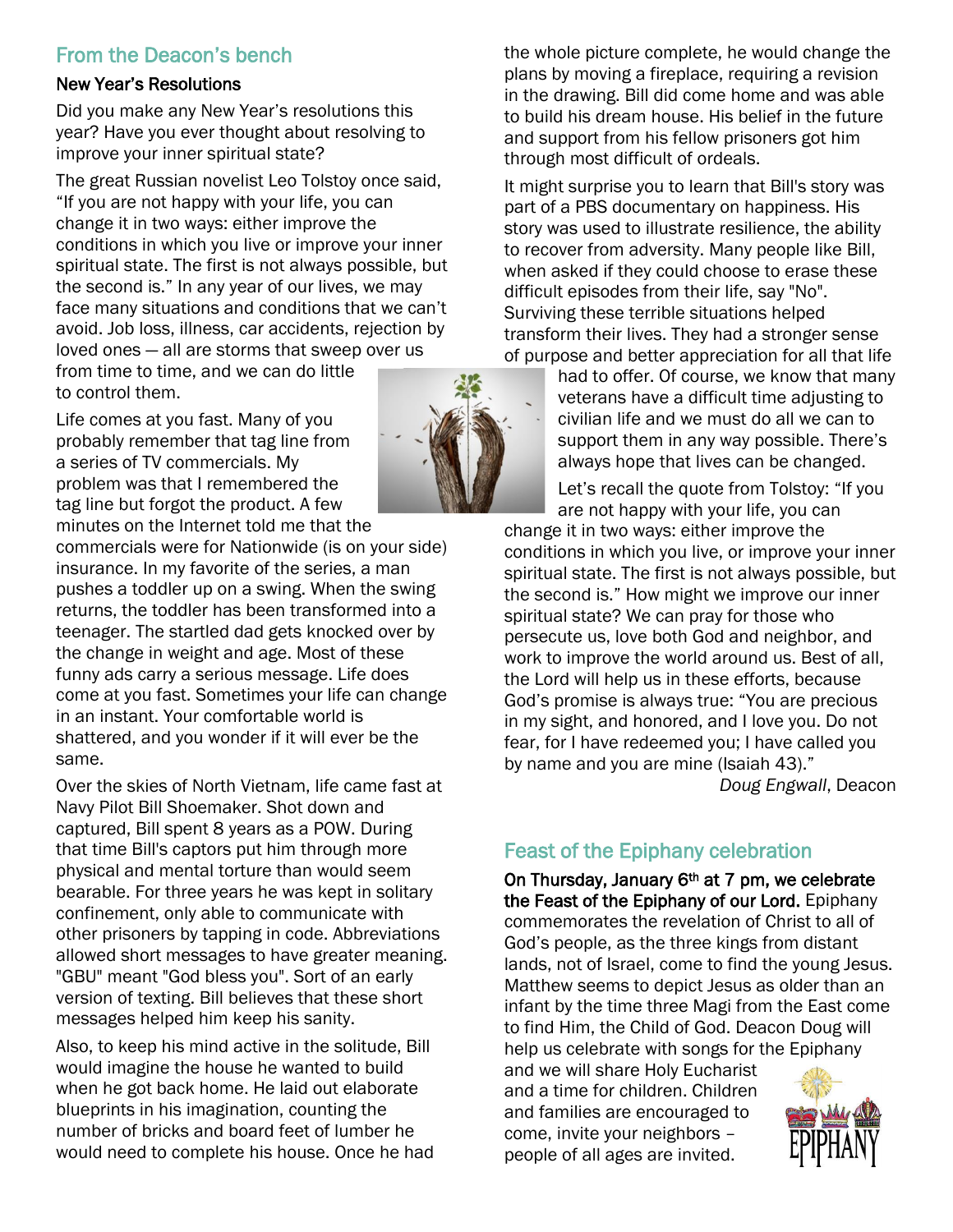## From the Deacon's bench

### New Year's Resolutions

Did you make any New Year's resolutions this year? Have you ever thought about resolving to improve your inner spiritual state?

The great Russian novelist Leo Tolstoy once said, "If you are not happy with your life, you can change it in two ways: either improve the conditions in which you live or improve your inner spiritual state. The first is not always possible, but the second is." In any year of our lives, we may face many situations and conditions that we can't avoid. Job loss, illness, car accidents, rejection by loved ones — all are storms that sweep over us from time to time, and we can do little to control them.

Life comes at you fast. Many of you probably remember that tag line from a series of TV commercials. My problem was that I remembered the tag line but forgot the product. A few minutes on the Internet told me that the commercials were for Nationwide (is on your side) insurance. In my favorite of the series, a man pushes a toddler up on a swing. When the swing returns, the toddler has been transformed into a teenager. The startled dad gets knocked over by the change in weight and age. Most of these funny ads carry a serious message. Life does come at you fast. Sometimes your life can change in an instant. Your comfortable world is shattered, and you wonder if it will ever be the same.

Over the skies of North Vietnam, life came fast at Navy Pilot Bill Shoemaker. Shot down and captured, Bill spent 8 years as a POW. During that time Bill's captors put him through more physical and mental torture than would seem bearable. For three years he was kept in solitary confinement, only able to communicate with other prisoners by tapping in code. Abbreviations allowed short messages to have greater meaning. "GBU" meant "God bless you". Sort of an early version of texting. Bill believes that these short messages helped him keep his sanity.

Also, to keep his mind active in the solitude, Bill would imagine the house he wanted to build when he got back home. He laid out elaborate blueprints in his imagination, counting the number of bricks and board feet of lumber he would need to complete his house. Once he had the whole picture complete, he would change the plans by moving a fireplace, requiring a revision in the drawing. Bill did come home and was able to build his dream house. His belief in the future and support from his fellow prisoners got him through most difficult of ordeals.

It might surprise you to learn that Bill's story was part of a PBS documentary on happiness. His story was used to illustrate resilience, the ability to recover from adversity. Many people like Bill, when asked if they could choose to erase these difficult episodes from their life, say "No". Surviving these terrible situations helped transform their lives. They had a stronger sense of purpose and better appreciation for all that life had to offer. Of course, we know that many veterans have a difficult time adjusting to civilian life and we must do all we can to support them in any way possible. There's always hope that lives can be changed.

Let's recall the quote from Tolstoy: "If you are not happy with your life, you can change it in two ways: either improve the conditions in which you live, or improve your inner spiritual state. The first is not always possible, but the second is." How might we improve our inner spiritual state? We can pray for those who persecute us, love both God and neighbor, and work to improve the world around us. Best of all, the Lord will help us in these efforts, because God's promise is always true: "You are precious in my sight, and honored, and I love you. Do not fear, for I have redeemed you; I have called you by name and you are mine (Isaiah 43)."

*Doug Engwall*, Deacon

## Feast of the Epiphany celebration

**On Thursday, January 6th at 7 pm, we celebrate the Feast of the Epiphany of our Lord.** Epiphany commemorates the revelation of Christ to all of God's people, as the three kings from distant lands, not of Israel, come to find the young Jesus. Matthew seems to depict Jesus as older than an infant by the time three Magi from the East come to find Him, the Child of God. Deacon Doug will help us celebrate with songs for the Epiphany and we will share Holy Eucharist and a time for children. Children and families are encouraged to come, invite your neighbors – people of all ages are invited.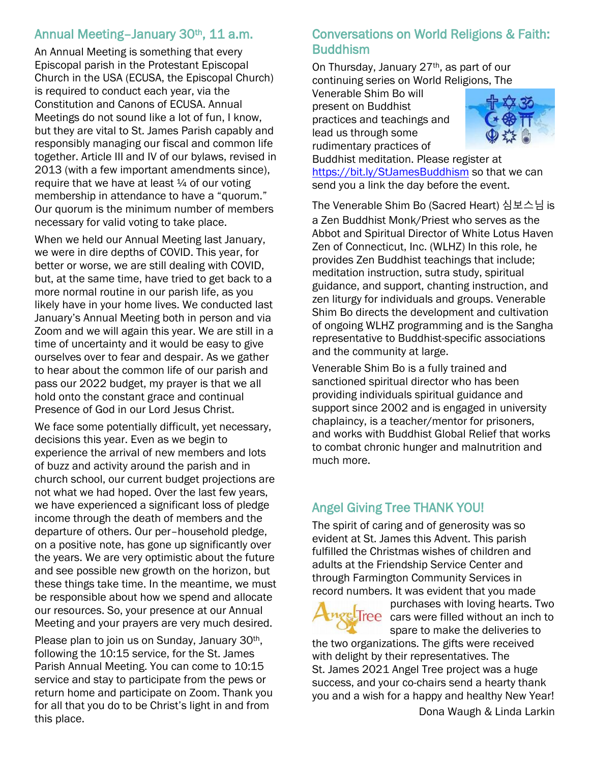## Annual Meeting–January 30th, 11 a.m.

An Annual Meeting is something that every Episcopal parish in the Protestant Episcopal Church in the USA (ECUSA, the Episcopal Church) is required to conduct each year, via the Constitution and Canons of ECUSA. Annual Meetings do not sound like a lot of fun, I know, but they are vital to St. James Parish capably and responsibly managing our fiscal and common life together. Article III and IV of our bylaws, revised in 2013 (with a few important amendments since), require that we have at least ¼ of our voting membership in attendance to have a "quorum." Our quorum is the minimum number of members necessary for valid voting to take place.

When we held our Annual Meeting last January, we were in dire depths of COVID. This year, for better or worse, we are still dealing with COVID, but, at the same time, have tried to get back to a more normal routine in our parish life, as you likely have in your home lives. We conducted last January's Annual Meeting both in person and via Zoom and we will again this year. We are still in a time of uncertainty and it would be easy to give ourselves over to fear and despair. As we gather to hear about the common life of our parish and pass our 2022 budget, my prayer is that we all hold onto the constant grace and continual Presence of God in our Lord Jesus Christ.

We face some potentially difficult, yet necessary, decisions this year. Even as we begin to experience the arrival of new members and lots of buzz and activity around the parish and in church school, our current budget projections are not what we had hoped. Over the last few years, we have experienced a significant loss of pledge income through the death of members and the departure of others. Our per–household pledge, on a positive note, has gone up significantly over the years. We are very optimistic about the future and see possible new growth on the horizon, but these things take time. In the meantime, we must be responsible about how we spend and allocate our resources. So, your presence at our Annual Meeting and your prayers are very much desired.

Please plan to join us on Sunday, January 30th, following the 10:15 service, for the St. James Parish Annual Meeting. You can come to 10:15 service and stay to participate from the pews or return home and participate on Zoom. Thank you for all that you do to be Christ's light in and from this place.

## Conversations on World Religions & Faith: Buddhism

On Thursday, January 27th, as part of our continuing series on World Religions, The Venerable Shim Bo will present on Buddhist practices and teachings and lead us through some rudimentary practices of Buddhist meditation. Please register at https://bit.ly/StJamesBuddhism so that we can send you a link the day before the event.

The Venerable Shim Bo (Sacred Heart) 심보스님 is a Zen Buddhist Monk/Priest who serves as the Abbot and Spiritual Director of White Lotus Haven Zen of Connecticut, Inc. (WLHZ) In this role, he provides Zen Buddhist teachings that include; meditation instruction, sutra study, spiritual guidance, and support, chanting instruction, and zen liturgy for individuals and groups. Venerable Shim Bo directs the development and cultivation of ongoing WLHZ programming and is the Sangha representative to Buddhist-specific associations and the community at large.

Venerable Shim Bo is a fully trained and sanctioned spiritual director who has been providing individuals spiritual guidance and support since 2002 and is engaged in university chaplaincy, is a teacher/mentor for prisoners, and works with Buddhist Global Relief that works to combat chronic hunger and malnutrition and much more.

## Angel Giving Tree THANK YOU!

The spirit of caring and of generosity was so evident at St. James this Advent. This parish fulfilled the Christmas wishes of children and adults at the Friendship Service Center and through Farmington Community Services in record numbers. It was evident that you made purchases with loving hearts. Two cars were filled without an inch to spare to make the deliveries to the two organizations. The gifts were received with delight by their representatives. The St. James 2021 Angel Tree project was a huge success, and your co-chairs send a hearty thank you and a wish for a happy and healthy New Year!

Dona Waugh & Linda Larkin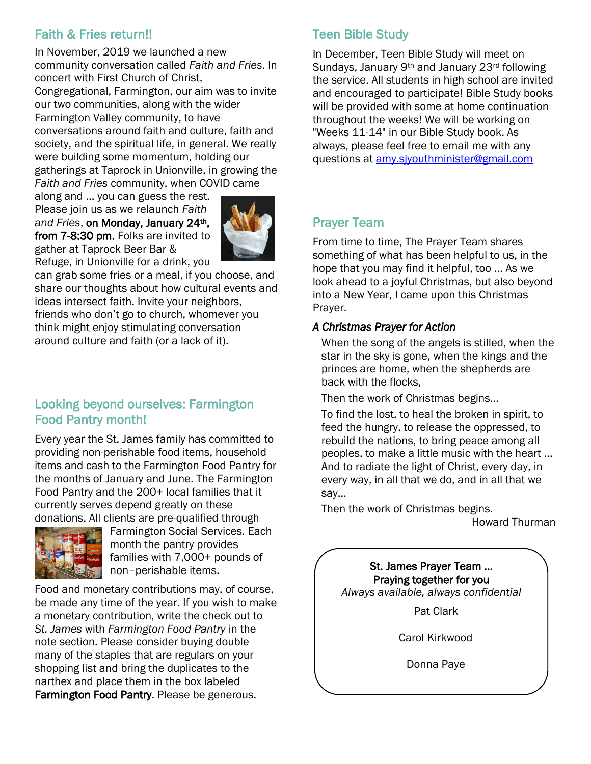## Faith & Fries return!!

In November, 2019 we launched a new community conversation called *Faith and Fries*. In concert with First Church of Christ, Congregational, Farmington, our aim was to invite our two communities, along with the wider Farmington Valley community, to have conversations around faith and culture, faith and society, and the spiritual life, in general. We really were building some momentum, holding our gatherings at Taprock in Unionville, in growing the *Faith and Fries* community, when COVID came along and … you can guess the rest. Please join us as we relaunch *Faith and Fries*, **on Monday, January 24th, from 7-8:30 pm.** Folks are invited to gather at Taprock Beer Bar & Refuge, in Unionville for a drink, you can grab some fries or a meal, if you choose, and share our thoughts about how cultural events and ideas intersect faith. Invite your neighbors, friends who don't go to church, whomever you think might enjoy stimulating conversation around culture and faith (or a lack of it).

## Looking beyond ourselves: Farmington Food Pantry month!

Every year the St. James family has committed to providing non-perishable food items, household items and cash to the Farmington Food Pantry for the months of January and June. The Farmington Food Pantry and the 200+ local families that it currently serves depend greatly on these donations. All clients are pre-qualified through Farmington Social Services. Each month the pantry provides families with 7,000+ pounds of non–perishable items.

Food and monetary contributions may, of course, be made any time of the year. If you wish to make a monetary contribution, write the check out to *St. James* with *Farmington Food Pantry* in the note section. Please consider buying double many of the staples that are regulars on your shopping list and bring the duplicates to the narthex and place them in the box labeled **Farmington Food Pantry**. Please be generous.

## Teen Bible Study

In December, Teen Bible Study will meet on Sundays, January 9th and January 23rd following the service. All students in high school are invited and encouraged to participate! Bible Study books will be provided with some at home continuation throughout the weeks! We will be working on "Weeks 11-14" in our Bible Study book. As always, please feel free to email me with any questions at amy.sjyouthminister@gmail.com

## Prayer Team

From time to time, The Prayer Team shares something of what has been helpful to us, in the hope that you may find it helpful, too … As we look ahead to a joyful Christmas, but also beyond into a New Year, I came upon this Christmas Prayer.

***A Christmas Prayer for Action***

When the song of the angels is stilled, when the star in the sky is gone, when the kings and the princes are home, when the shepherds are back with the flocks,

Then the work of Christmas begins…

To find the lost, to heal the broken in spirit, to feed the hungry, to release the oppressed, to rebuild the nations, to bring peace among all peoples, to make a little music with the heart … And to radiate the light of Christ, every day, in every way, in all that we do, and in all that we say…

Then the work of Christmas begins.

Howard Thurman

**St. James Prayer Team …**
**Praying together for you**
*Always available, always confidential*

Pat Clark

Carol Kirkwood

Donna Paye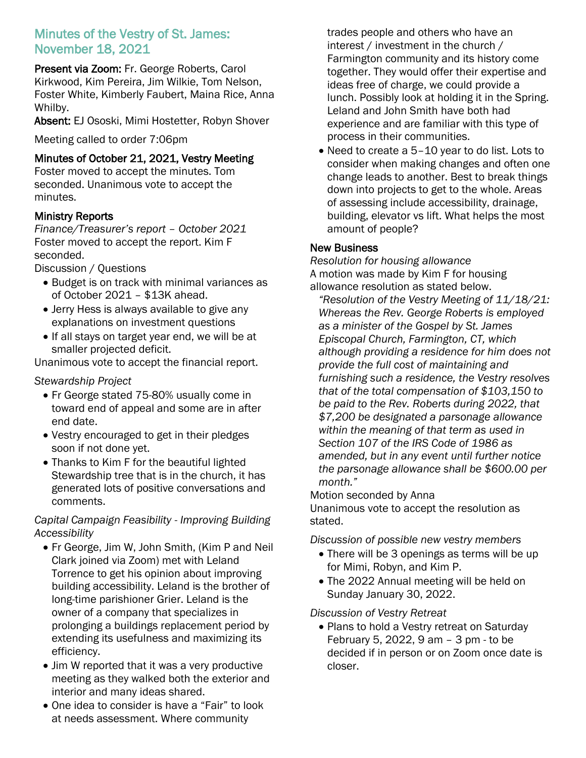## Minutes of the Vestry of St. James: November 18, 2021

**Present via Zoom:** Fr. George Roberts, Carol Kirkwood, Kim Pereira, Jim Wilkie, Tom Nelson, Foster White, Kimberly Faubert, Maina Rice, Anna Whilby.
**Absent:** EJ Ososki, Mimi Hostetter, Robyn Shover

Meeting called to order 7:06pm

### Minutes of October 21, 2021, Vestry Meeting

Foster moved to accept the minutes. Tom seconded. Unanimous vote to accept the minutes.

### Ministry Reports

*Finance/Treasurer's report – October 2021*
Foster moved to accept the report. Kim F seconded.
Discussion / Questions

- Budget is on track with minimal variances as of October 2021 – $13K ahead.
- Jerry Hess is always available to give any explanations on investment questions
- If all stays on target year end, we will be at smaller projected deficit.

Unanimous vote to accept the financial report.

*Stewardship Project*

- Fr George stated 75-80% usually come in toward end of appeal and some are in after end date.
- Vestry encouraged to get in their pledges soon if not done yet.
- Thanks to Kim F for the beautiful lighted Stewardship tree that is in the church, it has generated lots of positive conversations and comments.

*Capital Campaign Feasibility - Improving Building Accessibility*

- Fr George, Jim W, John Smith, (Kim P and Neil Clark joined via Zoom) met with Leland Torrence to get his opinion about improving building accessibility. Leland is the brother of long-time parishioner Grier. Leland is the owner of a company that specializes in prolonging a buildings replacement period by extending its usefulness and maximizing its efficiency.
- Jim W reported that it was a very productive meeting as they walked both the exterior and interior and many ideas shared.
- One idea to consider is have a "Fair" to look at needs assessment. Where community trades people and others who have an interest / investment in the church / Farmington community and its history come together. They would offer their expertise and ideas free of charge, we could provide a lunch. Possibly look at holding it in the Spring. Leland and John Smith have both had experience and are familiar with this type of process in their communities.
- Need to create a 5–10 year to do list. Lots to consider when making changes and often one change leads to another. Best to break things down into projects to get to the whole. Areas of assessing include accessibility, drainage, building, elevator vs lift. What helps the most amount of people?

### New Business

*Resolution for housing allowance*
A motion was made by Kim F for housing allowance resolution as stated below.

*"Resolution of the Vestry Meeting of 11/18/21: Whereas the Rev. George Roberts is employed as a minister of the Gospel by St. James Episcopal Church, Farmington, CT, which although providing a residence for him does not provide the full cost of maintaining and furnishing such a residence, the Vestry resolves that of the total compensation of $103,150 to be paid to the Rev. Roberts during 2022, that $7,200 be designated a parsonage allowance within the meaning of that term as used in Section 107 of the IRS Code of 1986 as amended, but in any event until further notice the parsonage allowance shall be $600.00 per month."*

Motion seconded by Anna
Unanimous vote to accept the resolution as stated.

*Discussion of possible new vestry members*

- There will be 3 openings as terms will be up for Mimi, Robyn, and Kim P.
- The 2022 Annual meeting will be held on Sunday January 30, 2022.

*Discussion of Vestry Retreat*

- Plans to hold a Vestry retreat on Saturday February 5, 2022, 9 am – 3 pm - to be decided if in person or on Zoom once date is closer.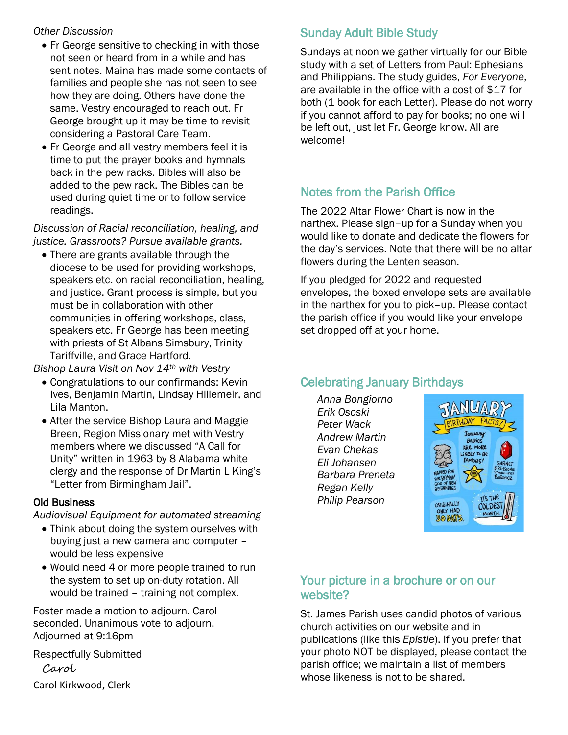*Other Discussion*

- Fr George sensitive to checking in with those not seen or heard from in a while and has sent notes. Maina has made some contacts of families and people she has not seen to see how they are doing. Others have done the same. Vestry encouraged to reach out. Fr George brought up it may be time to revisit considering a Pastoral Care Team.
- Fr George and all vestry members feel it is time to put the prayer books and hymnals back in the pew racks. Bibles will also be added to the pew rack. The Bibles can be used during quiet time or to follow service readings.

*Discussion of Racial reconciliation, healing, and justice. Grassroots? Pursue available grants.*

- There are grants available through the diocese to be used for providing workshops, speakers etc. on racial reconciliation, healing, and justice. Grant process is simple, but you must be in collaboration with other communities in offering workshops, class, speakers etc. Fr George has been meeting with priests of St Albans Simsbury, Trinity Tariffville, and Grace Hartford.

*Bishop Laura Visit on Nov 14th with Vestry*

- Congratulations to our confirmands: Kevin Ives, Benjamin Martin, Lindsay Hillemeir, and Lila Manton.
- After the service Bishop Laura and Maggie Breen, Region Missionary met with Vestry members where we discussed "A Call for Unity" written in 1963 by 8 Alabama white clergy and the response of Dr Martin L King's "Letter from Birmingham Jail".

**Old Business**

*Audiovisual Equipment for automated streaming*

- Think about doing the system ourselves with buying just a new camera and computer – would be less expensive
- Would need 4 or more people trained to run the system to set up on-duty rotation. All would be trained – training not complex.

Foster made a motion to adjourn. Carol seconded. Unanimous vote to adjourn. Adjourned at 9:16pm

Respectfully Submitted

Carol

Carol Kirkwood, Clerk

## Sunday Adult Bible Study

Sundays at noon we gather virtually for our Bible study with a set of Letters from Paul: Ephesians and Philippians. The study guides, *For Everyone*, are available in the office with a cost of $17 for both (1 book for each Letter). Please do not worry if you cannot afford to pay for books; no one will be left out, just let Fr. George know. All are welcome!

## Notes from the Parish Office

The 2022 Altar Flower Chart is now in the narthex. Please sign–up for a Sunday when you would like to donate and dedicate the flowers for the day's services. Note that there will be no altar flowers during the Lenten season.

If you pledged for 2022 and requested envelopes, the boxed envelope sets are available in the narthex for you to pick–up. Please contact the parish office if you would like your envelope set dropped off at your home.

## Celebrating January Birthdays

*Anna Bongiorno*
*Erik Ososki*
*Peter Wack*
*Andrew Martin*
*Evan Chekas*
*Eli Johansen*
*Barbara Preneta*
*Regan Kelly*
*Philip Pearson*

JANUARY BIRTHDAY FACTS!
January Babies are more likely to be Famous!
Named for the Roman god of new beginnings.
Garnet birthstone symbolizes balance.
Originally only had 30 days.
It's the coldest month.

## Your picture in a brochure or on our website?

St. James Parish uses candid photos of various church activities on our website and in publications (like this *Epistle*). If you prefer that your photo NOT be displayed, please contact the parish office; we maintain a list of members whose likeness is not to be shared.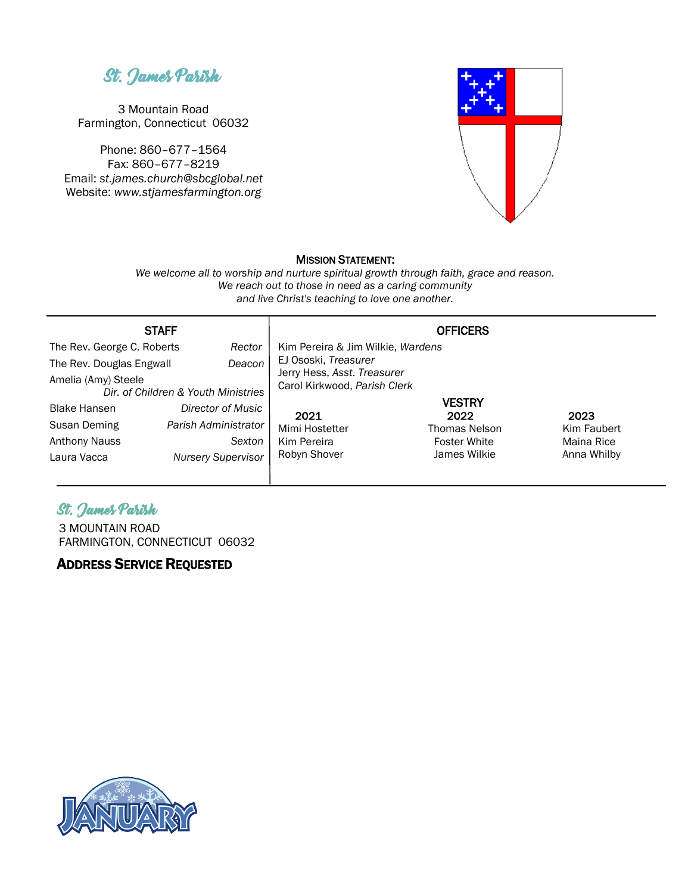# St. James Parish

3 Mountain Road
Farmington, Connecticut 06032

Phone: 860–677–1564
Fax: 860–677–8219
Email: *st.james.church@sbcglobal.net*
Website: *www.stjamesfarmington.org*

**MISSION STATEMENT:**

*We welcome all to worship and nurture spiritual growth through faith, grace and reason.*
*We reach out to those in need as a caring community*
*and live Christ's teaching to love one another.*

## STAFF

| | |
|---|---|
| The Rev. George C. Roberts | *Rector* |
| The Rev. Douglas Engwall | *Deacon* |
| Amelia (Amy) Steele | *Dir. of Children & Youth Ministries* |
| Blake Hansen | *Director of Music* |
| Susan Deming | *Parish Administrator* |
| Anthony Nauss | *Sexton* |
| Laura Vacca | *Nursery Supervisor* |

## OFFICERS

Kim Pereira & Jim Wilkie, *Wardens*
EJ Ososki, *Treasurer*
Jerry Hess, *Asst. Treasurer*
Carol Kirkwood, *Parish Clerk*

### VESTRY

| 2021 | 2022 | 2023 |
|---|---|---|
| Mimi Hostetter | Thomas Nelson | Kim Faubert |
| Kim Pereira | Foster White | Maina Rice |
| Robyn Shover | James Wilkie | Anna Whilby |

St. James Parish
3 MOUNTAIN ROAD
FARMINGTON, CONNECTICUT 06032

**ADDRESS SERVICE REQUESTED**

JANUARY